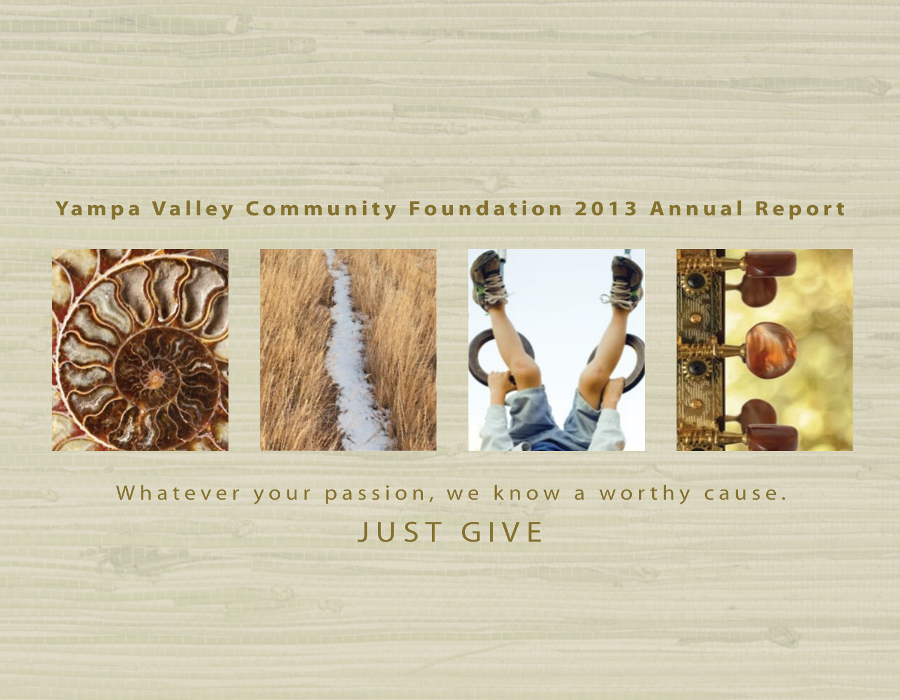# Yampa Valley Community Foundation 2013 Annual Report

Whatever your passion, we know a worthy cause.

JUST GIVE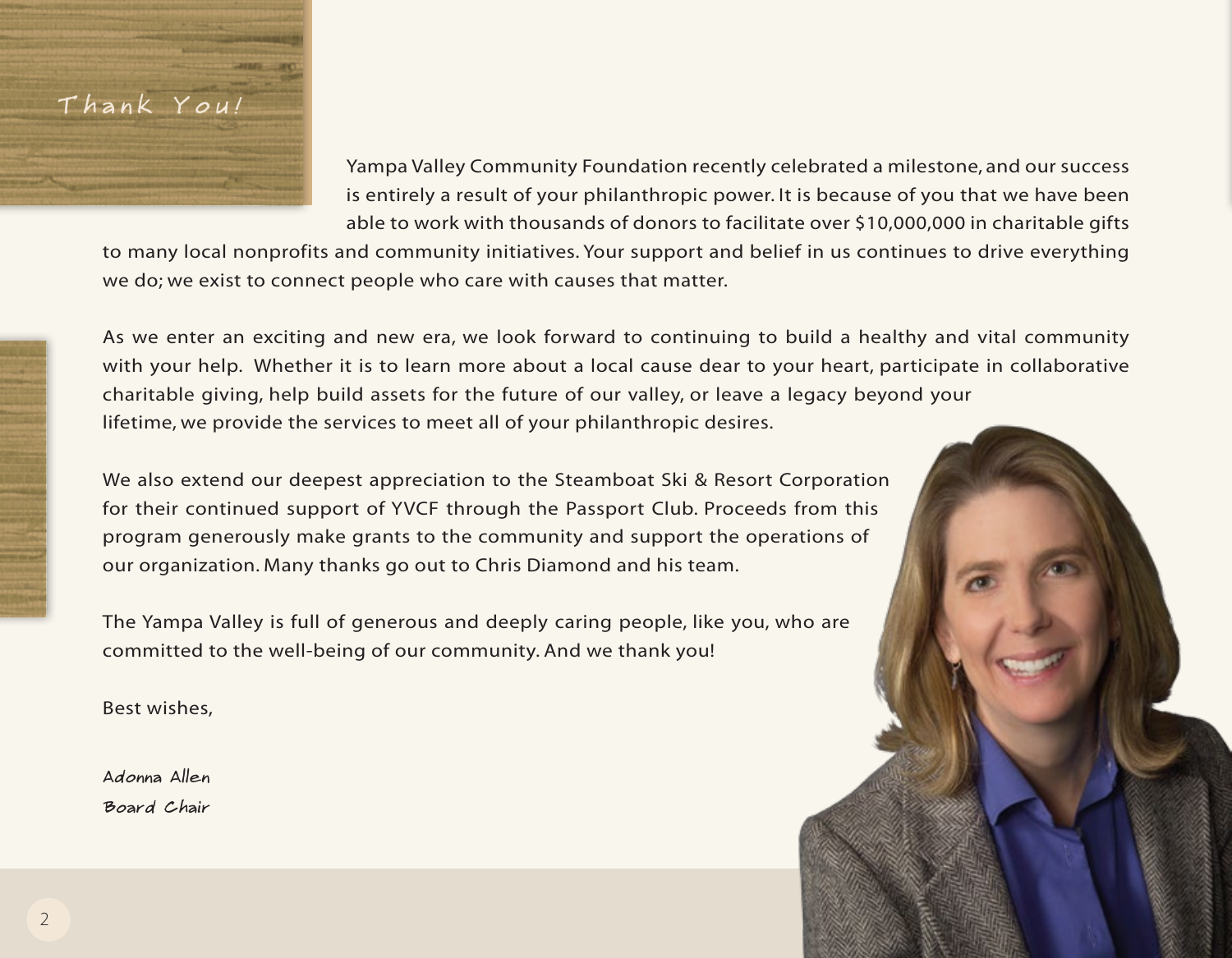# Thank You!

Yampa Valley Community Foundation recently celebrated a milestone, and our success is entirely a result of your philanthropic power. It is because of you that we have been able to work with thousands of donors to facilitate over $10,000,000 in charitable gifts to many local nonprofits and community initiatives. Your support and belief in us continues to drive everything we do; we exist to connect people who care with causes that matter.

As we enter an exciting and new era, we look forward to continuing to build a healthy and vital community with your help. Whether it is to learn more about a local cause dear to your heart, participate in collaborative charitable giving, help build assets for the future of our valley, or leave a legacy beyond your lifetime, we provide the services to meet all of your philanthropic desires.

We also extend our deepest appreciation to the Steamboat Ski & Resort Corporation for their continued support of YVCF through the Passport Club. Proceeds from this program generously make grants to the community and support the operations of our organization. Many thanks go out to Chris Diamond and his team.

The Yampa Valley is full of generous and deeply caring people, like you, who are committed to the well-being of our community. And we thank you!

Best wishes,

Adonna Allen
Board Chair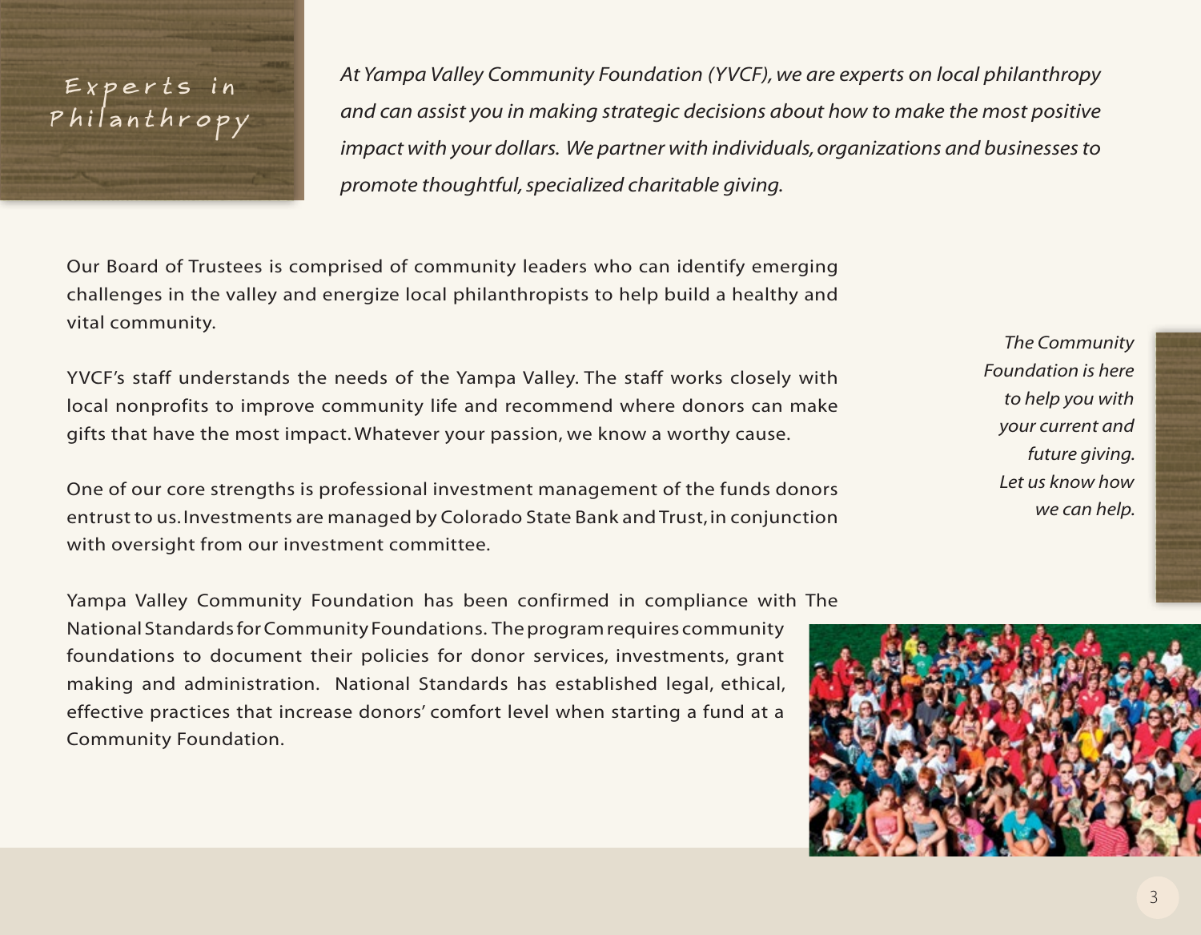# Experts in Philanthropy

*At Yampa Valley Community Foundation (YVCF), we are experts on local philanthropy and can assist you in making strategic decisions about how to make the most positive impact with your dollars. We partner with individuals, organizations and businesses to promote thoughtful, specialized charitable giving.*

Our Board of Trustees is comprised of community leaders who can identify emerging challenges in the valley and energize local philanthropists to help build a healthy and vital community.

YVCF's staff understands the needs of the Yampa Valley. The staff works closely with local nonprofits to improve community life and recommend where donors can make gifts that have the most impact. Whatever your passion, we know a worthy cause.

One of our core strengths is professional investment management of the funds donors entrust to us. Investments are managed by Colorado State Bank and Trust, in conjunction with oversight from our investment committee.

Yampa Valley Community Foundation has been confirmed in compliance with The National Standards for Community Foundations. The program requires community foundations to document their policies for donor services, investments, grant making and administration. National Standards has established legal, ethical, effective practices that increase donors' comfort level when starting a fund at a Community Foundation.

*The Community Foundation is here to help you with your current and future giving. Let us know how we can help.*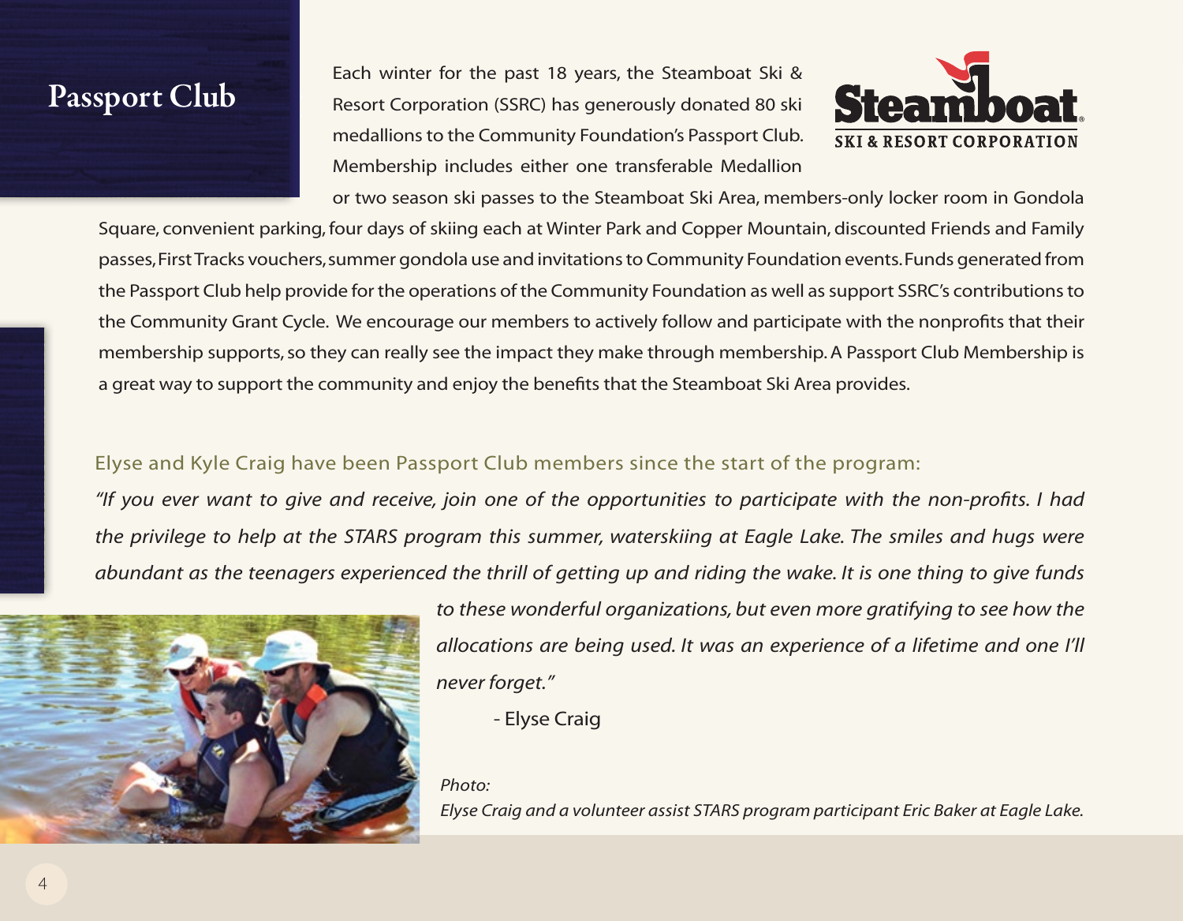# Passport Club

Each winter for the past 18 years, the Steamboat Ski & Resort Corporation (SSRC) has generously donated 80 ski medallions to the Community Foundation's Passport Club. Membership includes either one transferable Medallion or two season ski passes to the Steamboat Ski Area, members-only locker room in Gondola Square, convenient parking, four days of skiing each at Winter Park and Copper Mountain, discounted Friends and Family passes, First Tracks vouchers, summer gondola use and invitations to Community Foundation events. Funds generated from the Passport Club help provide for the operations of the Community Foundation as well as support SSRC's contributions to the Community Grant Cycle. We encourage our members to actively follow and participate with the nonprofits that their membership supports, so they can really see the impact they make through membership. A Passport Club Membership is a great way to support the community and enjoy the benefits that the Steamboat Ski Area provides.

Elyse and Kyle Craig have been Passport Club members since the start of the program:

*"If you ever want to give and receive, join one of the opportunities to participate with the non-profits. I had the privilege to help at the STARS program this summer, waterskiing at Eagle Lake. The smiles and hugs were abundant as the teenagers experienced the thrill of getting up and riding the wake. It is one thing to give funds to these wonderful organizations, but even more gratifying to see how the allocations are being used. It was an experience of a lifetime and one I'll never forget."*

- Elyse Craig

*Photo:*
*Elyse Craig and a volunteer assist STARS program participant Eric Baker at Eagle Lake.*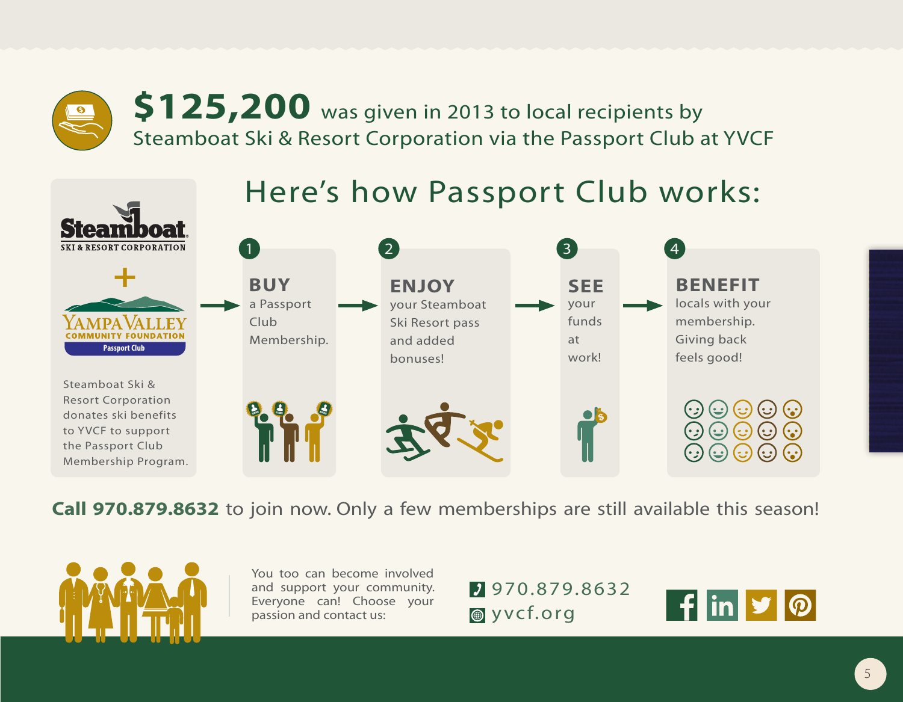**$125,200** was given in 2013 to local recipients by Steamboat Ski & Resort Corporation via the Passport Club at YVCF

**Steamboat** SKI & RESORT CORPORATION

+

YAMPA VALLEY COMMUNITY FOUNDATION Passport Club

Steamboat Ski & Resort Corporation donates ski benefits to YVCF to support the Passport Club Membership Program.

## Here's how Passport Club works:

1. **BUY** a Passport Club Membership.
2. **ENJOY** your Steamboat Ski Resort pass and added bonuses!
3. **SEE** your funds at work!
4. **BENEFIT** locals with your membership. Giving back feels good!

**Call 970.879.8632** to join now. Only a few memberships are still available this season!

You too can become involved and support your community. Everyone can! Choose your passion and contact us:

970.879.8632

yvcf.org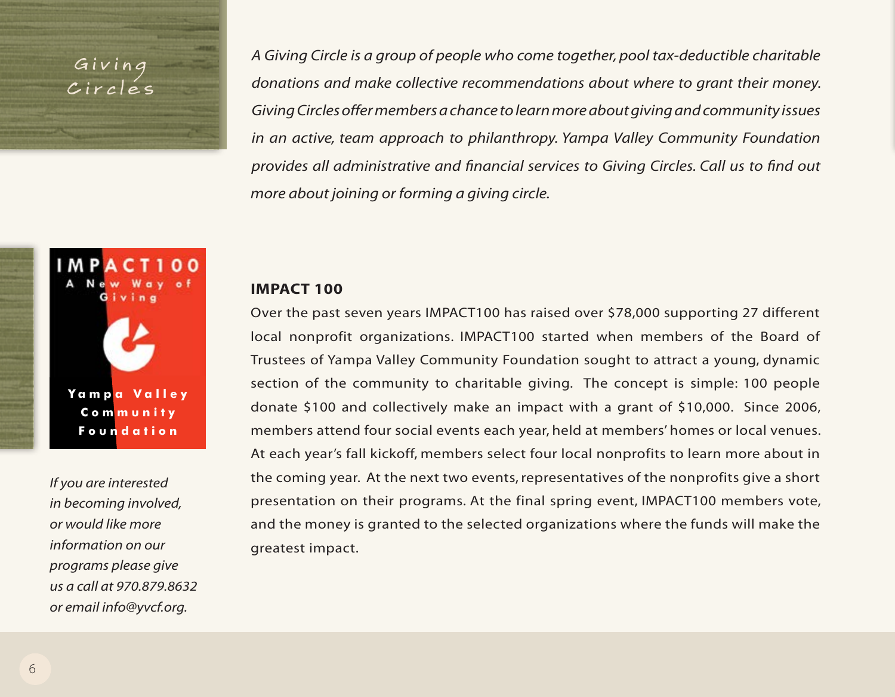# Giving Circles

*A Giving Circle is a group of people who come together, pool tax-deductible charitable donations and make collective recommendations about where to grant their money. Giving Circles offer members a chance to learn more about giving and community issues in an active, team approach to philanthropy. Yampa Valley Community Foundation provides all administrative and financial services to Giving Circles. Call us to find out more about joining or forming a giving circle.*

IMPACT100
A New Way of Giving
Yampa Valley Community Foundation

*If you are interested in becoming involved, or would like more information on our programs please give us a call at 970.879.8632 or email info@yvcf.org.*

**IMPACT 100**

Over the past seven years IMPACT100 has raised over $78,000 supporting 27 different local nonprofit organizations. IMPACT100 started when members of the Board of Trustees of Yampa Valley Community Foundation sought to attract a young, dynamic section of the community to charitable giving. The concept is simple: 100 people donate $100 and collectively make an impact with a grant of $10,000. Since 2006, members attend four social events each year, held at members' homes or local venues. At each year's fall kickoff, members select four local nonprofits to learn more about in the coming year. At the next two events, representatives of the nonprofits give a short presentation on their programs. At the final spring event, IMPACT100 members vote, and the money is granted to the selected organizations where the funds will make the greatest impact.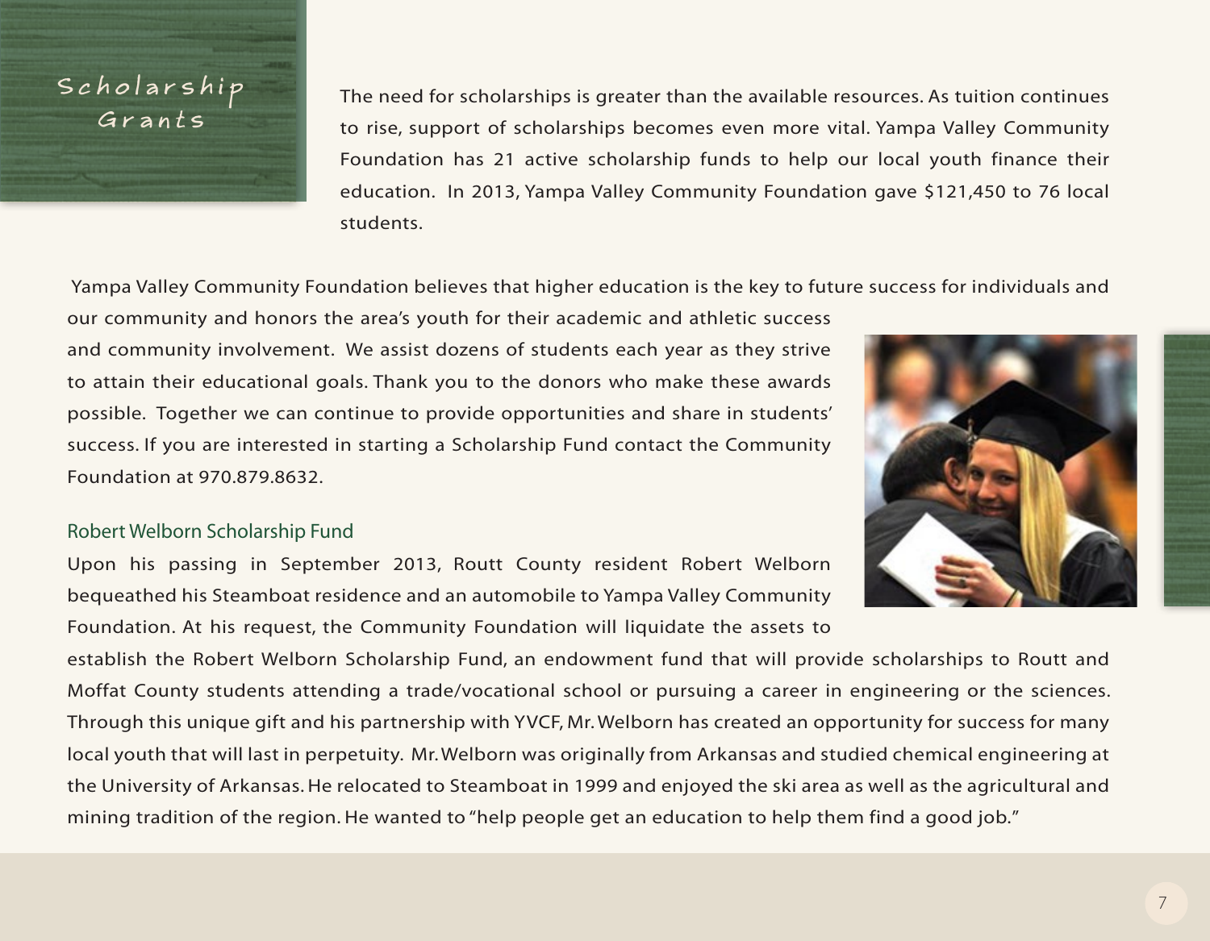# Scholarship Grants

The need for scholarships is greater than the available resources. As tuition continues to rise, support of scholarships becomes even more vital. Yampa Valley Community Foundation has 21 active scholarship funds to help our local youth finance their education. In 2013, Yampa Valley Community Foundation gave $121,450 to 76 local students.

Yampa Valley Community Foundation believes that higher education is the key to future success for individuals and our community and honors the area's youth for their academic and athletic success and community involvement. We assist dozens of students each year as they strive to attain their educational goals. Thank you to the donors who make these awards possible. Together we can continue to provide opportunities and share in students' success. If you are interested in starting a Scholarship Fund contact the Community Foundation at 970.879.8632.

## Robert Welborn Scholarship Fund

Upon his passing in September 2013, Routt County resident Robert Welborn bequeathed his Steamboat residence and an automobile to Yampa Valley Community Foundation. At his request, the Community Foundation will liquidate the assets to establish the Robert Welborn Scholarship Fund, an endowment fund that will provide scholarships to Routt and Moffat County students attending a trade/vocational school or pursuing a career in engineering or the sciences. Through this unique gift and his partnership with YVCF, Mr. Welborn has created an opportunity for success for many local youth that will last in perpetuity. Mr. Welborn was originally from Arkansas and studied chemical engineering at the University of Arkansas. He relocated to Steamboat in 1999 and enjoyed the ski area as well as the agricultural and mining tradition of the region. He wanted to "help people get an education to help them find a good job."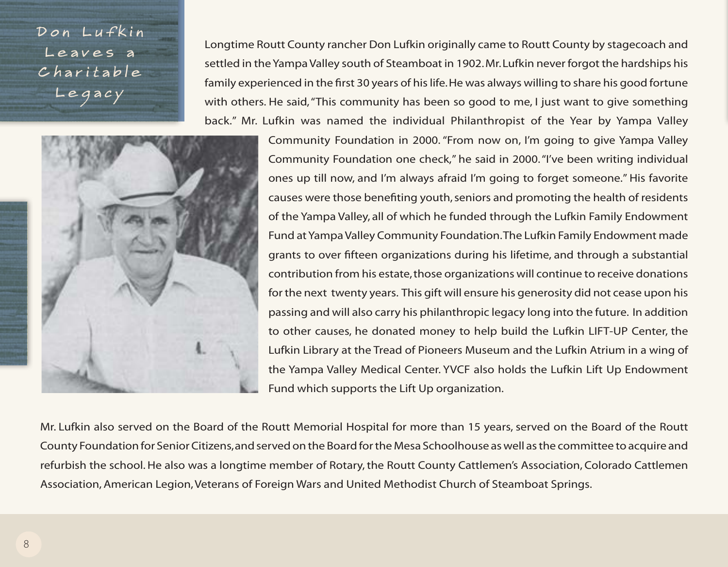# Don Lufkin Leaves a Charitable Legacy

Longtime Routt County rancher Don Lufkin originally came to Routt County by stagecoach and settled in the Yampa Valley south of Steamboat in 1902. Mr. Lufkin never forgot the hardships his family experienced in the first 30 years of his life. He was always willing to share his good fortune with others. He said, "This community has been so good to me, I just want to give something back." Mr. Lufkin was named the individual Philanthropist of the Year by Yampa Valley Community Foundation in 2000. "From now on, I'm going to give Yampa Valley Community Foundation one check," he said in 2000. "I've been writing individual ones up till now, and I'm always afraid I'm going to forget someone." His favorite causes were those benefiting youth, seniors and promoting the health of residents of the Yampa Valley, all of which he funded through the Lufkin Family Endowment Fund at Yampa Valley Community Foundation. The Lufkin Family Endowment made grants to over fifteen organizations during his lifetime, and through a substantial contribution from his estate, those organizations will continue to receive donations for the next twenty years. This gift will ensure his generosity did not cease upon his passing and will also carry his philanthropic legacy long into the future. In addition to other causes, he donated money to help build the Lufkin LIFT-UP Center, the Lufkin Library at the Tread of Pioneers Museum and the Lufkin Atrium in a wing of the Yampa Valley Medical Center. YVCF also holds the Lufkin Lift Up Endowment Fund which supports the Lift Up organization.

Mr. Lufkin also served on the Board of the Routt Memorial Hospital for more than 15 years, served on the Board of the Routt County Foundation for Senior Citizens, and served on the Board for the Mesa Schoolhouse as well as the committee to acquire and refurbish the school. He also was a longtime member of Rotary, the Routt County Cattlemen's Association, Colorado Cattlemen Association, American Legion, Veterans of Foreign Wars and United Methodist Church of Steamboat Springs.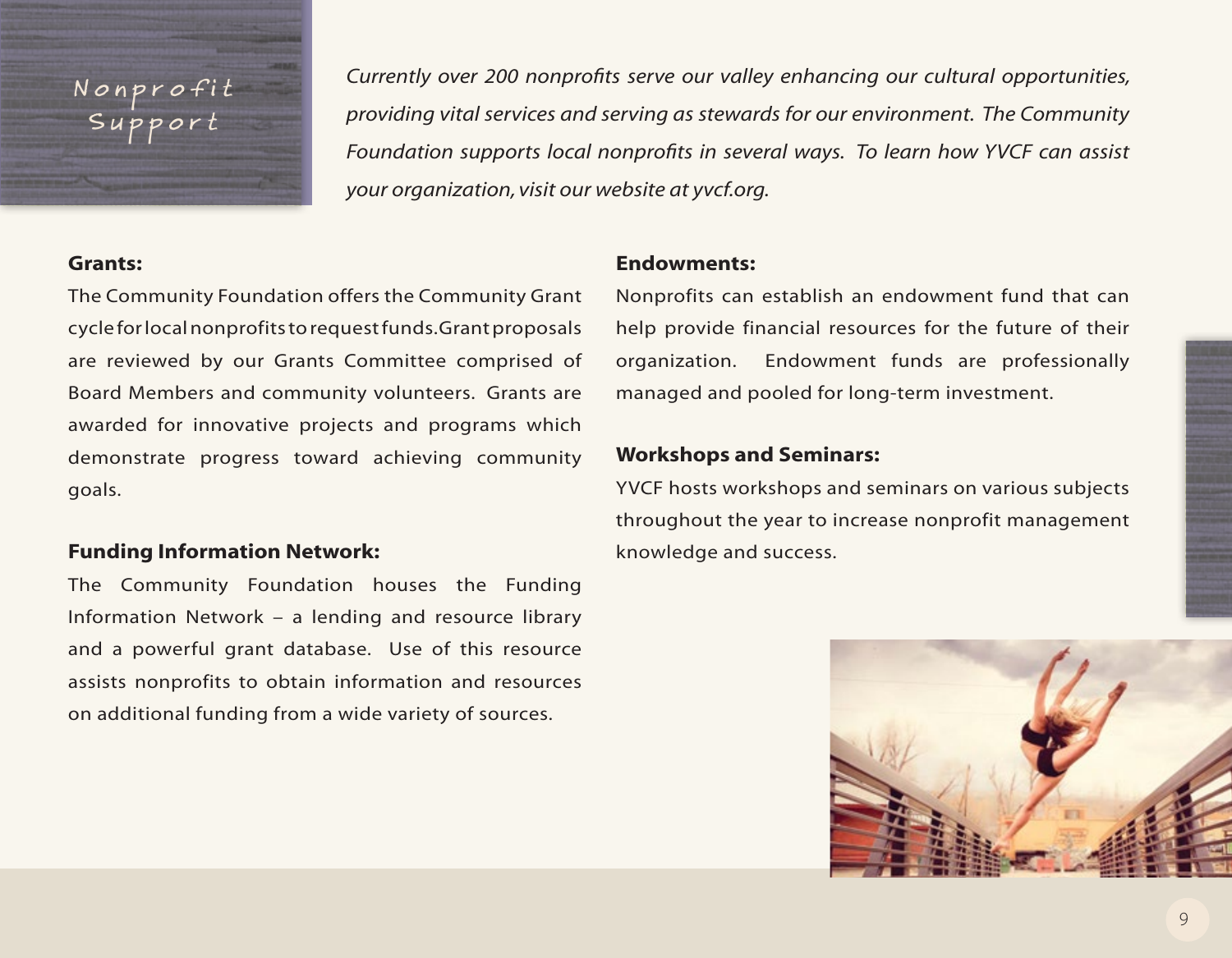# Nonprofit Support

*Currently over 200 nonprofits serve our valley enhancing our cultural opportunities, providing vital services and serving as stewards for our environment. The Community Foundation supports local nonprofits in several ways. To learn how YVCF can assist your organization, visit our website at yvcf.org.*

**Grants:**

The Community Foundation offers the Community Grant cycle for local nonprofits to request funds.Grant proposals are reviewed by our Grants Committee comprised of Board Members and community volunteers. Grants are awarded for innovative projects and programs which demonstrate progress toward achieving community goals.

**Funding Information Network:**

The Community Foundation houses the Funding Information Network – a lending and resource library and a powerful grant database. Use of this resource assists nonprofits to obtain information and resources on additional funding from a wide variety of sources.

**Endowments:**

Nonprofits can establish an endowment fund that can help provide financial resources for the future of their organization. Endowment funds are professionally managed and pooled for long-term investment.

**Workshops and Seminars:**

YVCF hosts workshops and seminars on various subjects throughout the year to increase nonprofit management knowledge and success.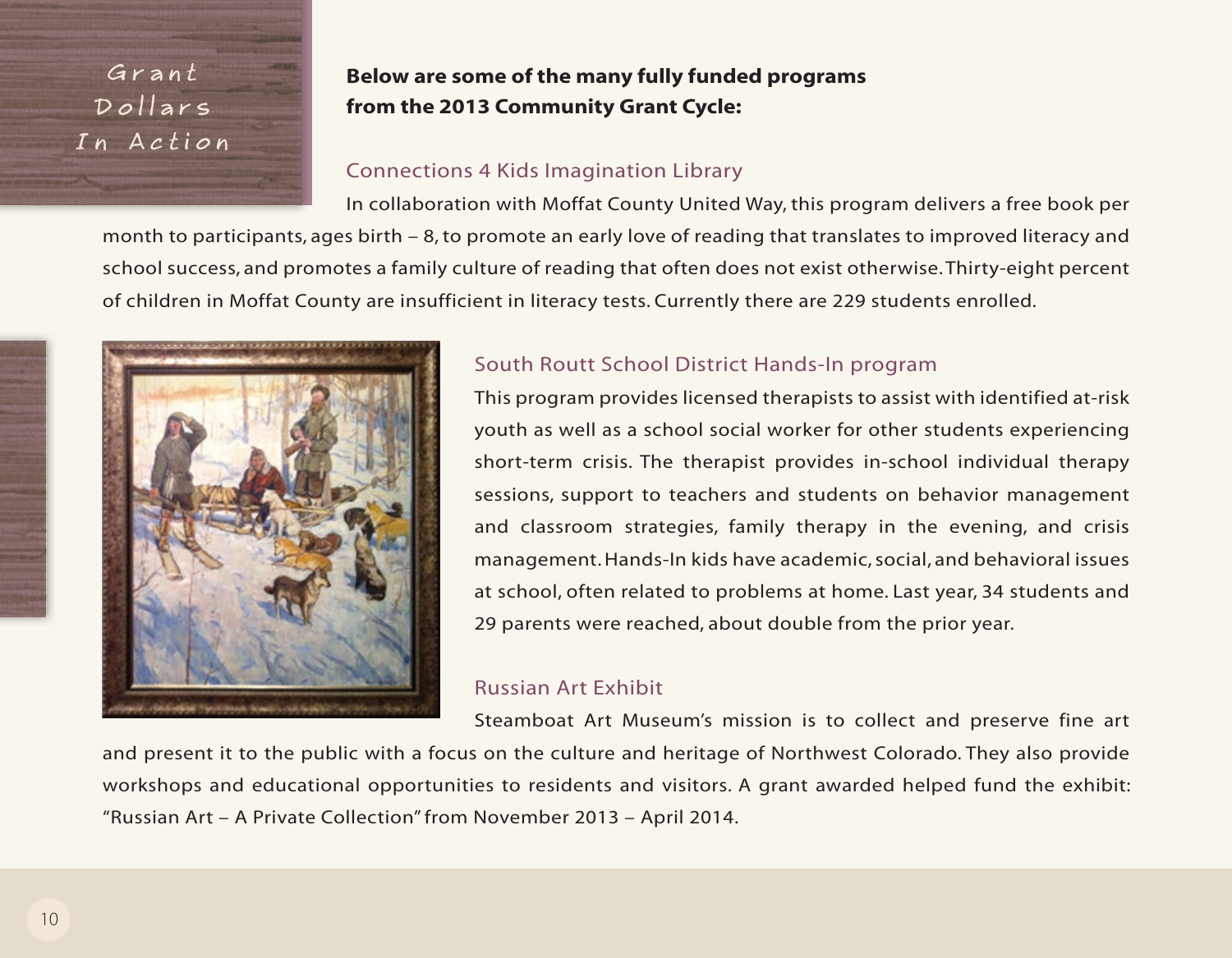# Grant Dollars In Action

**Below are some of the many fully funded programs from the 2013 Community Grant Cycle:**

## Connections 4 Kids Imagination Library

In collaboration with Moffat County United Way, this program delivers a free book per month to participants, ages birth – 8, to promote an early love of reading that translates to improved literacy and school success, and promotes a family culture of reading that often does not exist otherwise. Thirty-eight percent of children in Moffat County are insufficient in literacy tests. Currently there are 229 students enrolled.

## South Routt School District Hands-In program

This program provides licensed therapists to assist with identified at-risk youth as well as a school social worker for other students experiencing short-term crisis. The therapist provides in-school individual therapy sessions, support to teachers and students on behavior management and classroom strategies, family therapy in the evening, and crisis management. Hands-In kids have academic, social, and behavioral issues at school, often related to problems at home. Last year, 34 students and 29 parents were reached, about double from the prior year.

## Russian Art Exhibit

Steamboat Art Museum's mission is to collect and preserve fine art and present it to the public with a focus on the culture and heritage of Northwest Colorado. They also provide workshops and educational opportunities to residents and visitors. A grant awarded helped fund the exhibit: "Russian Art – A Private Collection" from November 2013 – April 2014.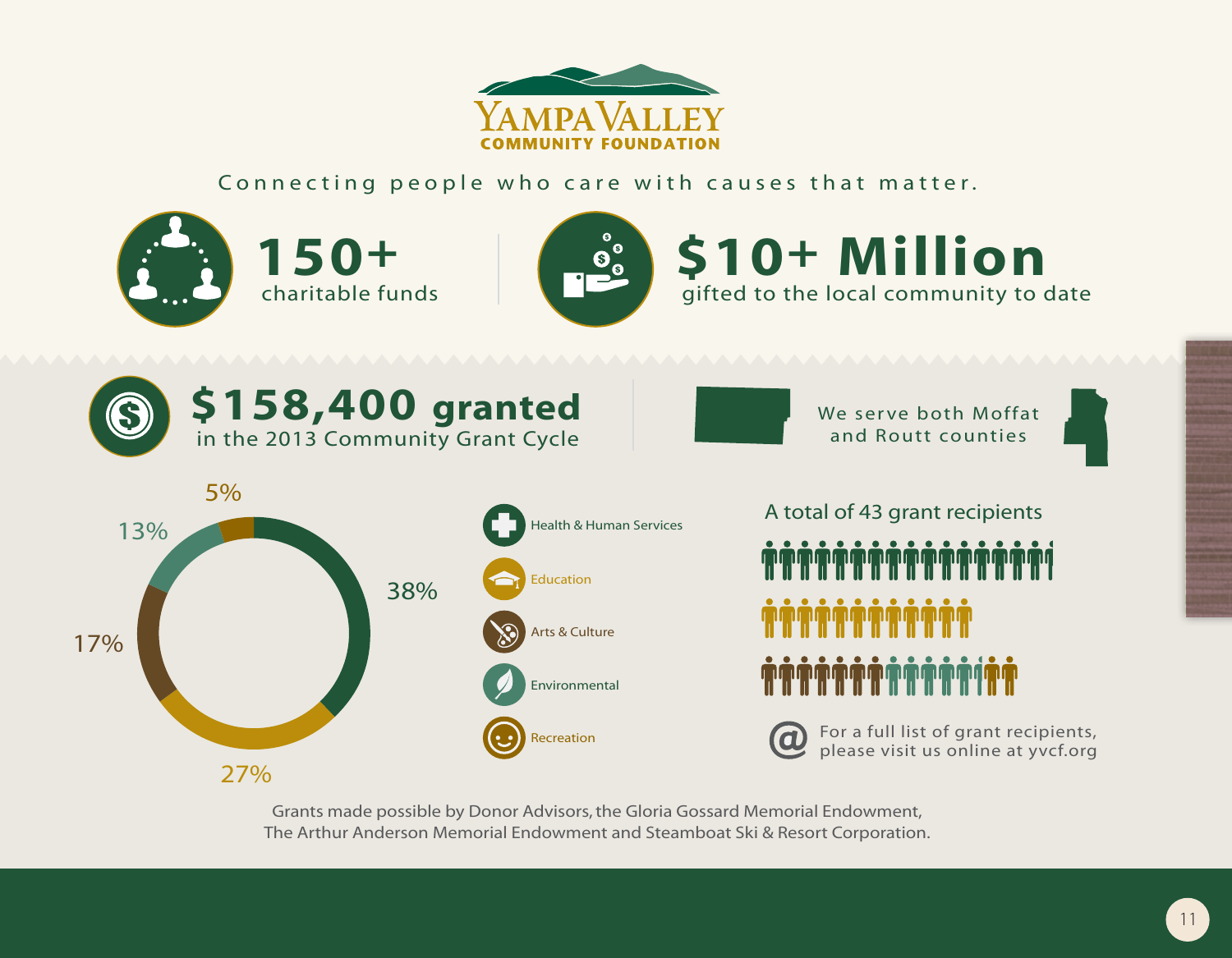# YAMPA VALLEY COMMUNITY FOUNDATION

Connecting people who care with causes that matter.

**150+** charitable funds

**$10+ Million** gifted to the local community to date

**$158,400 granted** in the 2013 Community Grant Cycle

We serve both Moffat and Routt counties

| Category | Percentage |
|---|---|
| Health & Human Services | 38% |
| Education | 27% |
| Arts & Culture | 17% |
| Environmental | 13% |
| Recreation | 5% |

A total of 43 grant recipients

For a full list of grant recipients, please visit us online at yvcf.org

Grants made possible by Donor Advisors, the Gloria Gossard Memorial Endowment, The Arthur Anderson Memorial Endowment and Steamboat Ski & Resort Corporation.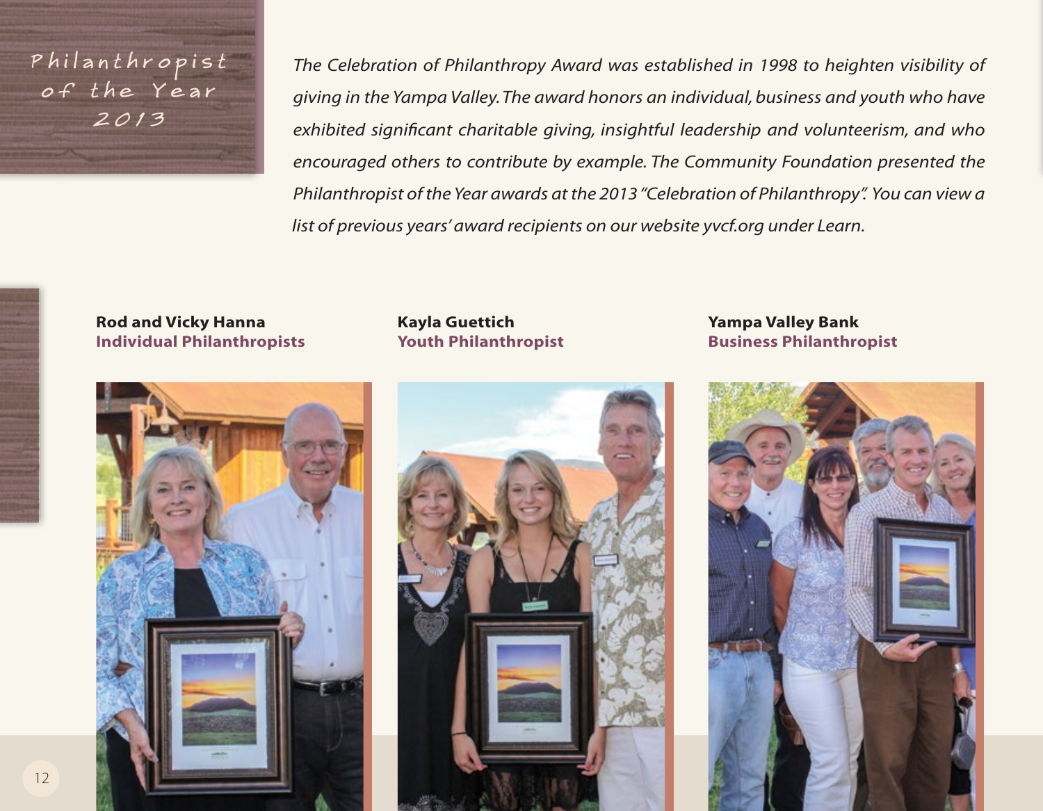# Philanthropist of the Year 2013

*The Celebration of Philanthropy Award was established in 1998 to heighten visibility of giving in the Yampa Valley. The award honors an individual, business and youth who have exhibited significant charitable giving, insightful leadership and volunteerism, and who encouraged others to contribute by example. The Community Foundation presented the Philanthropist of the Year awards at the 2013 "Celebration of Philanthropy". You can view a list of previous years' award recipients on our website yvcf.org under Learn.*

**Rod and Vicky Hanna**
**Individual Philanthropists**

**Kayla Guettich**
**Youth Philanthropist**

**Yampa Valley Bank**
**Business Philanthropist**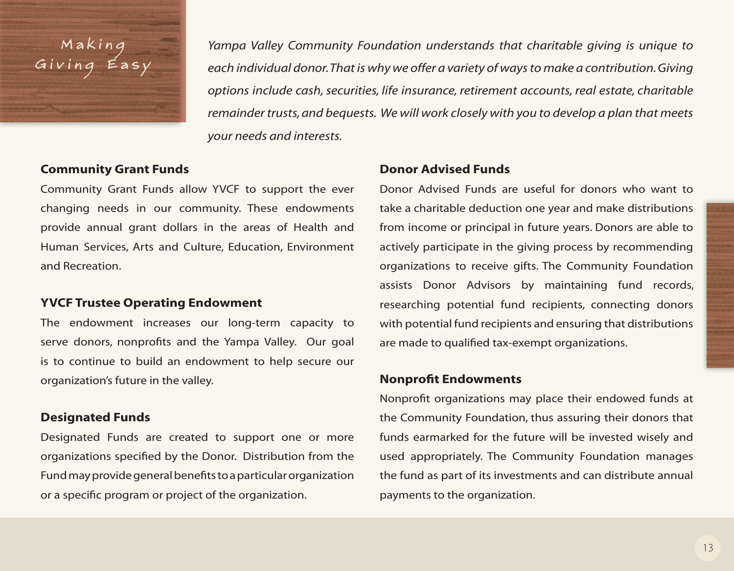# Making Giving Easy

*Yampa Valley Community Foundation understands that charitable giving is unique to each individual donor. That is why we offer a variety of ways to make a contribution. Giving options include cash, securities, life insurance, retirement accounts, real estate, charitable remainder trusts, and bequests. We will work closely with you to develop a plan that meets your needs and interests.*

**Community Grant Funds**

Community Grant Funds allow YVCF to support the ever changing needs in our community. These endowments provide annual grant dollars in the areas of Health and Human Services, Arts and Culture, Education, Environment and Recreation.

**YVCF Trustee Operating Endowment**

The endowment increases our long-term capacity to serve donors, nonprofits and the Yampa Valley. Our goal is to continue to build an endowment to help secure our organization's future in the valley.

**Designated Funds**

Designated Funds are created to support one or more organizations specified by the Donor. Distribution from the Fund may provide general benefits to a particular organization or a specific program or project of the organization.

**Donor Advised Funds**

Donor Advised Funds are useful for donors who want to take a charitable deduction one year and make distributions from income or principal in future years. Donors are able to actively participate in the giving process by recommending organizations to receive gifts. The Community Foundation assists Donor Advisors by maintaining fund records, researching potential fund recipients, connecting donors with potential fund recipients and ensuring that distributions are made to qualified tax-exempt organizations.

**Nonprofit Endowments**

Nonprofit organizations may place their endowed funds at the Community Foundation, thus assuring their donors that funds earmarked for the future will be invested wisely and used appropriately. The Community Foundation manages the fund as part of its investments and can distribute annual payments to the organization.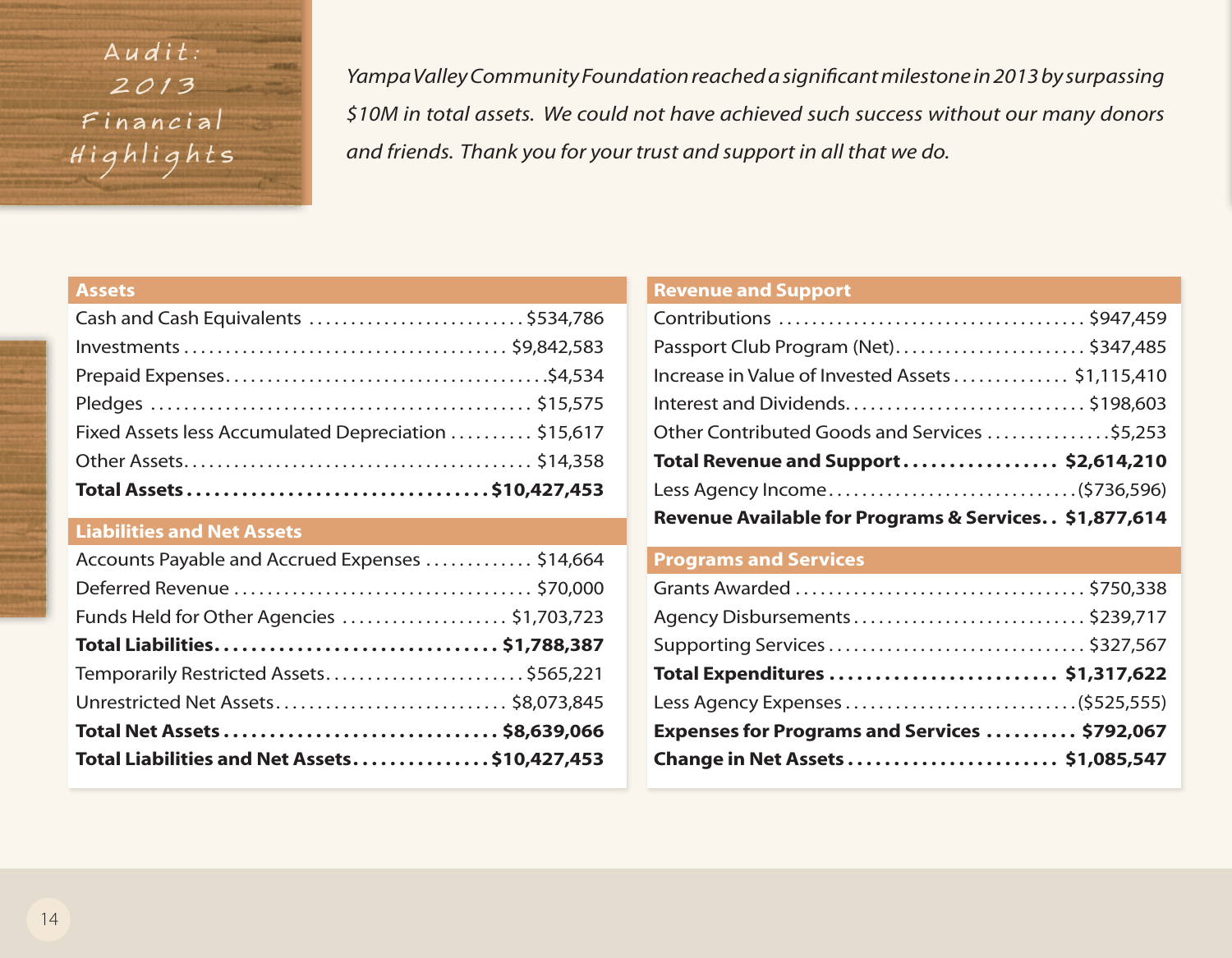# Audit: 2013 Financial Highlights

*Yampa Valley Community Foundation reached a significant milestone in 2013 by surpassing $10M in total assets. We could not have achieved such success without our many donors and friends. Thank you for your trust and support in all that we do.*

| Assets | |
|---|---|
| Cash and Cash Equivalents | $534,786 |
| Investments | $9,842,583 |
| Prepaid Expenses | $4,534 |
| Pledges | $15,575 |
| Fixed Assets less Accumulated Depreciation | $15,617 |
| Other Assets | $14,358 |
| **Total Assets** | **$10,427,453** |

| Liabilities and Net Assets | |
|---|---|
| Accounts Payable and Accrued Expenses | $14,664 |
| Deferred Revenue | $70,000 |
| Funds Held for Other Agencies | $1,703,723 |
| **Total Liabilities** | **$1,788,387** |
| Temporarily Restricted Assets | $565,221 |
| Unrestricted Net Assets | $8,073,845 |
| **Total Net Assets** | **$8,639,066** |
| **Total Liabilities and Net Assets** | **$10,427,453** |

| Revenue and Support | |
|---|---|
| Contributions | $947,459 |
| Passport Club Program (Net) | $347,485 |
| Increase in Value of Invested Assets | $1,115,410 |
| Interest and Dividends | $198,603 |
| Other Contributed Goods and Services | $5,253 |
| **Total Revenue and Support** | **$2,614,210** |
| Less Agency Income | ($736,596) |
| **Revenue Available for Programs & Services** | **$1,877,614** |

| Programs and Services | |
|---|---|
| Grants Awarded | $750,338 |
| Agency Disbursements | $239,717 |
| Supporting Services | $327,567 |
| **Total Expenditures** | **$1,317,622** |
| Less Agency Expenses | ($525,555) |
| **Expenses for Programs and Services** | **$792,067** |
| **Change in Net Assets** | **$1,085,547** |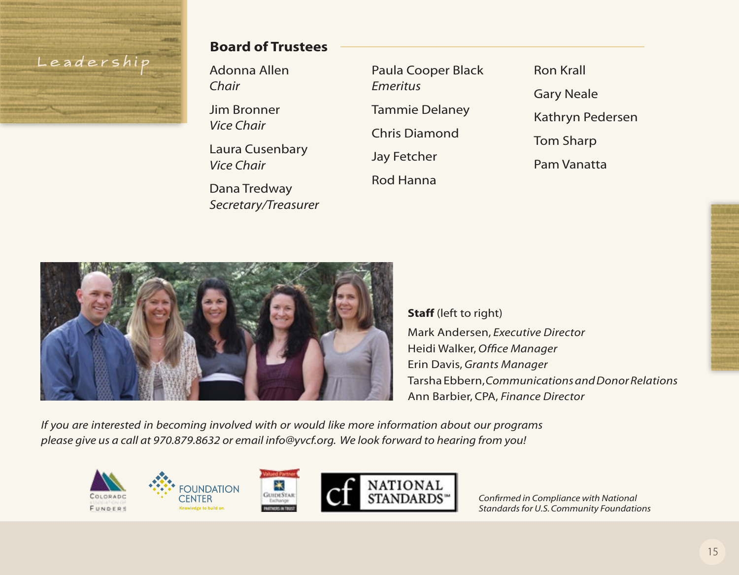# Leadership

## Board of Trustees

Adonna Allen
*Chair*

Jim Bronner
*Vice Chair*

Laura Cusenbary
*Vice Chair*

Dana Tredway
*Secretary/Treasurer*

Paula Cooper Black
*Emeritus*

Tammie Delaney

Chris Diamond

Jay Fetcher

Rod Hanna

Ron Krall

Gary Neale

Kathryn Pedersen

Tom Sharp

Pam Vanatta

**Staff** (left to right)

Mark Andersen, *Executive Director*
Heidi Walker, *Office Manager*
Erin Davis, *Grants Manager*
Tarsha Ebbern, *Communications and Donor Relations*
Ann Barbier, CPA, *Finance Director*

*If you are interested in becoming involved with or would like more information about our programs please give us a call at 970.879.8632 or email info@yvcf.org. We look forward to hearing from you!*

*Confirmed in Compliance with National Standards for U.S. Community Foundations*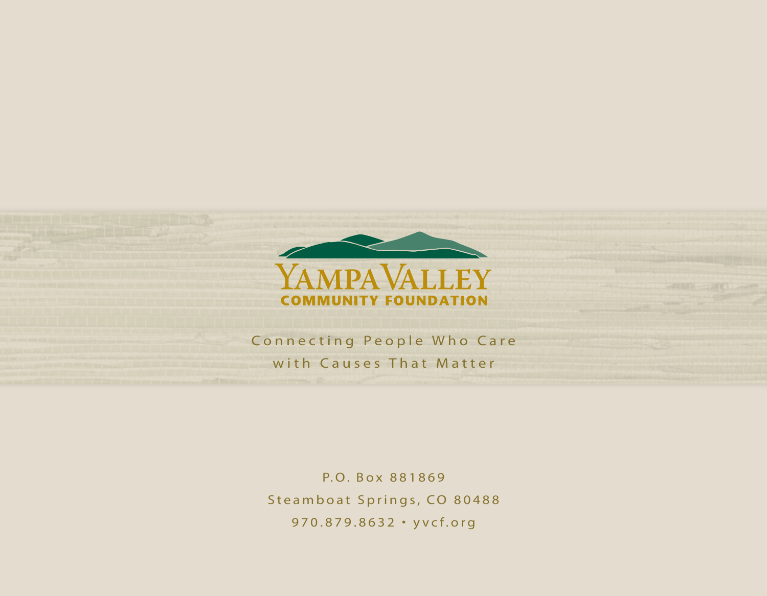YAMPA VALLEY
COMMUNITY FOUNDATION

Connecting People Who Care
with Causes That Matter

P.O. Box 881869
Steamboat Springs, CO 80488
970.879.8632 • yvcf.org